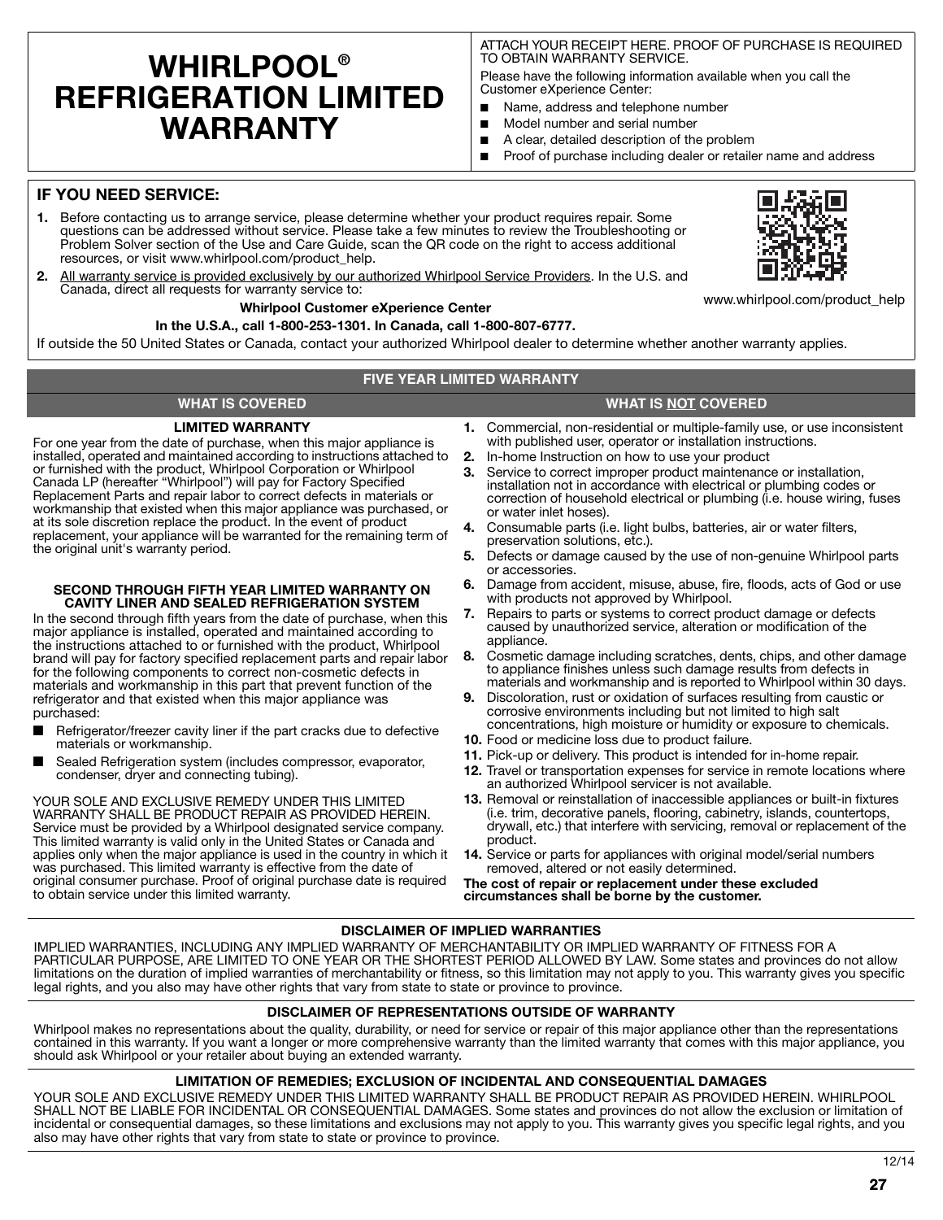# WHIRLPOOL® REFRIGERATION LIMITED WARRANTY

ATTACH YOUR RECEIPT HERE. PROOF OF PURCHASE IS REQUIRED TO OBTAIN WARRANTY SERVICE.

Please have the following information available when you call the Customer eXperience Center:

- Name, address and telephone number
- Model number and serial number
- A clear, detailed description of the problem
- Proof of purchase including dealer or retailer name and address

## IF YOU NEED SERVICE:

1. Before contacting us to arrange service, please determine whether your product requires repair. Some questions can be addressed without service. Please take a few minutes to review the Troubleshooting or Problem Solver section of the Use and Care Guide, scan the QR code on the right to access additional resources, or visit www.whirlpool.com/product_help.
2. All warranty service is provided exclusively by our authorized Whirlpool Service Providers. In the U.S. and Canada, direct all requests for warranty service to:

**Whirlpool Customer eXperience Center**

**In the U.S.A., call 1-800-253-1301. In Canada, call 1-800-807-6777.**

www.whirlpool.com/product_help

If outside the 50 United States or Canada, contact your authorized Whirlpool dealer to determine whether another warranty applies.

## FIVE YEAR LIMITED WARRANTY

### WHAT IS COVERED

**LIMITED WARRANTY**

For one year from the date of purchase, when this major appliance is installed, operated and maintained according to instructions attached to or furnished with the product, Whirlpool Corporation or Whirlpool Canada LP (hereafter "Whirlpool") will pay for Factory Specified Replacement Parts and repair labor to correct defects in materials or workmanship that existed when this major appliance was purchased, or at its sole discretion replace the product. In the event of product replacement, your appliance will be warranted for the remaining term of the original unit's warranty period.

**SECOND THROUGH FIFTH YEAR LIMITED WARRANTY ON CAVITY LINER AND SEALED REFRIGERATION SYSTEM**

In the second through fifth years from the date of purchase, when this major appliance is installed, operated and maintained according to the instructions attached to or furnished with the product, Whirlpool brand will pay for factory specified replacement parts and repair labor for the following components to correct non-cosmetic defects in materials and workmanship in this part that prevent function of the refrigerator and that existed when this major appliance was purchased:

- Refrigerator/freezer cavity liner if the part cracks due to defective materials or workmanship.
- Sealed Refrigeration system (includes compressor, evaporator, condenser, dryer and connecting tubing).

YOUR SOLE AND EXCLUSIVE REMEDY UNDER THIS LIMITED WARRANTY SHALL BE PRODUCT REPAIR AS PROVIDED HEREIN. Service must be provided by a Whirlpool designated service company. This limited warranty is valid only in the United States or Canada and applies only when the major appliance is used in the country in which it was purchased. This limited warranty is effective from the date of original consumer purchase. Proof of original purchase date is required to obtain service under this limited warranty.

### WHAT IS NOT COVERED

1. Commercial, non-residential or multiple-family use, or use inconsistent with published user, operator or installation instructions.
2. In-home Instruction on how to use your product
3. Service to correct improper product maintenance or installation, installation not in accordance with electrical or plumbing codes or correction of household electrical or plumbing (i.e. house wiring, fuses or water inlet hoses).
4. Consumable parts (i.e. light bulbs, batteries, air or water filters, preservation solutions, etc.).
5. Defects or damage caused by the use of non-genuine Whirlpool parts or accessories.
6. Damage from accident, misuse, abuse, fire, floods, acts of God or use with products not approved by Whirlpool.
7. Repairs to parts or systems to correct product damage or defects caused by unauthorized service, alteration or modification of the appliance.
8. Cosmetic damage including scratches, dents, chips, and other damage to appliance finishes unless such damage results from defects in materials and workmanship and is reported to Whirlpool within 30 days.
9. Discoloration, rust or oxidation of surfaces resulting from caustic or corrosive environments including but not limited to high salt concentrations, high moisture or humidity or exposure to chemicals.
10. Food or medicine loss due to product failure.
11. Pick-up or delivery. This product is intended for in-home repair.
12. Travel or transportation expenses for service in remote locations where an authorized Whirlpool servicer is not available.
13. Removal or reinstallation of inaccessible appliances or built-in fixtures (i.e. trim, decorative panels, flooring, cabinetry, islands, countertops, drywall, etc.) that interfere with servicing, removal or replacement of the product.
14. Service or parts for appliances with original model/serial numbers removed, altered or not easily determined.

**The cost of repair or replacement under these excluded circumstances shall be borne by the customer.**

## DISCLAIMER OF IMPLIED WARRANTIES

IMPLIED WARRANTIES, INCLUDING ANY IMPLIED WARRANTY OF MERCHANTABILITY OR IMPLIED WARRANTY OF FITNESS FOR A PARTICULAR PURPOSE, ARE LIMITED TO ONE YEAR OR THE SHORTEST PERIOD ALLOWED BY LAW. Some states and provinces do not allow limitations on the duration of implied warranties of merchantability or fitness, so this limitation may not apply to you. This warranty gives you specific legal rights, and you also may have other rights that vary from state to state or province to province.

## DISCLAIMER OF REPRESENTATIONS OUTSIDE OF WARRANTY

Whirlpool makes no representations about the quality, durability, or need for service or repair of this major appliance other than the representations contained in this warranty. If you want a longer or more comprehensive warranty than the limited warranty that comes with this major appliance, you should ask Whirlpool or your retailer about buying an extended warranty.

## LIMITATION OF REMEDIES; EXCLUSION OF INCIDENTAL AND CONSEQUENTIAL DAMAGES

YOUR SOLE AND EXCLUSIVE REMEDY UNDER THIS LIMITED WARRANTY SHALL BE PRODUCT REPAIR AS PROVIDED HEREIN. WHIRLPOOL SHALL NOT BE LIABLE FOR INCIDENTAL OR CONSEQUENTIAL DAMAGES. Some states and provinces do not allow the exclusion or limitation of incidental or consequential damages, so these limitations and exclusions may not apply to you. This warranty gives you specific legal rights, and you also may have other rights that vary from state to state or province to province.

12/14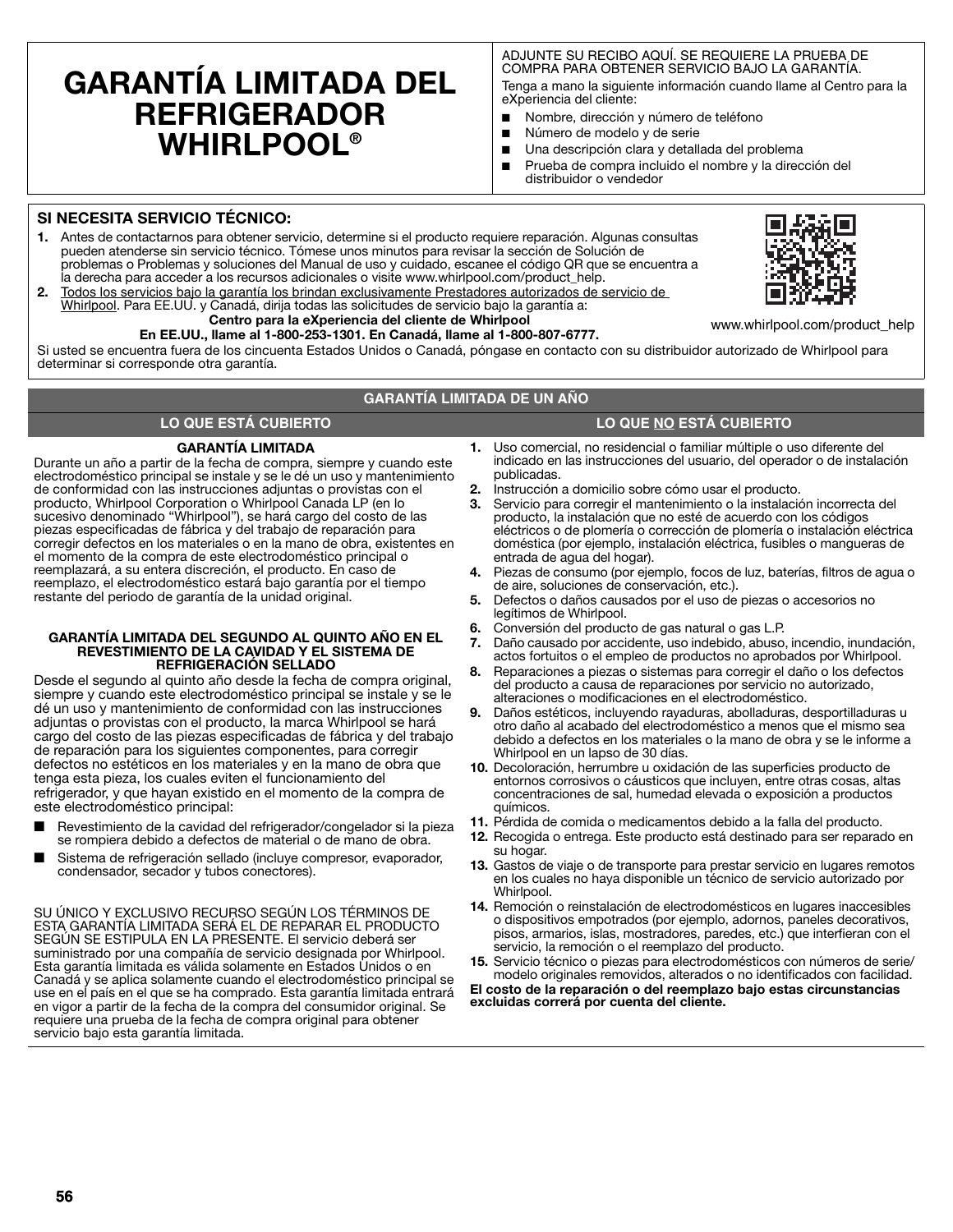# GARANTÍA LIMITADA DEL REFRIGERADOR WHIRLPOOL®

ADJUNTE SU RECIBO AQUÍ. SE REQUIERE LA PRUEBA DE COMPRA PARA OBTENER SERVICIO BAJO LA GARANTÍA.

Tenga a mano la siguiente información cuando llame al Centro para la eXperiencia del cliente:

- Nombre, dirección y número de teléfono
- Número de modelo y de serie
- Una descripción clara y detallada del problema
- Prueba de compra incluido el nombre y la dirección del distribuidor o vendedor

## SI NECESITA SERVICIO TÉCNICO:

1. Antes de contactarnos para obtener servicio, determine si el producto requiere reparación. Algunas consultas pueden atenderse sin servicio técnico. Tómese unos minutos para revisar la sección de Solución de problemas o Problemas y soluciones del Manual de uso y cuidado, escanee el código QR que se encuentra a la derecha para acceder a los recursos adicionales o visite www.whirlpool.com/product_help.
2. Todos los servicios bajo la garantía los brindan exclusivamente Prestadores autorizados de servicio de Whirlpool. Para EE.UU. y Canadá, dirija todas las solicitudes de servicio bajo la garantía a:

**Centro para la eXperiencia del cliente de Whirlpool**
**En EE.UU., llame al 1-800-253-1301. En Canadá, llame al 1-800-807-6777.**

www.whirlpool.com/product_help

Si usted se encuentra fuera de los cincuenta Estados Unidos o Canadá, póngase en contacto con su distribuidor autorizado de Whirlpool para determinar si corresponde otra garantía.

## GARANTÍA LIMITADA DE UN AÑO

### LO QUE ESTÁ CUBIERTO

**GARANTÍA LIMITADA**

Durante un año a partir de la fecha de compra, siempre y cuando este electrodoméstico principal se instale y se le dé un uso y mantenimiento de conformidad con las instrucciones adjuntas o provistas con el producto, Whirlpool Corporation o Whirlpool Canada LP (en lo sucesivo denominado "Whirlpool"), se hará cargo del costo de las piezas especificadas de fábrica y del trabajo de reparación para corregir defectos en los materiales o en la mano de obra, existentes en el momento de la compra de este electrodoméstico principal o reemplazará, a su entera discreción, el producto. En caso de reemplazo, el electrodoméstico estará bajo garantía por el tiempo restante del periodo de garantía de la unidad original.

**GARANTÍA LIMITADA DEL SEGUNDO AL QUINTO AÑO EN EL REVESTIMIENTO DE LA CAVIDAD Y EL SISTEMA DE REFRIGERACIÓN SELLADO**

Desde el segundo al quinto año desde la fecha de compra original, siempre y cuando este electrodoméstico principal se instale y se le dé un uso y mantenimiento de conformidad con las instrucciones adjuntas o provistas con el producto, la marca Whirlpool se hará cargo del costo de las piezas especificadas de fábrica y del trabajo de reparación para los siguientes componentes, para corregir defectos no estéticos en los materiales y en la mano de obra que tenga esta pieza, los cuales eviten el funcionamiento del refrigerador, y que hayan existido en el momento de la compra de este electrodoméstico principal:

- Revestimiento de la cavidad del refrigerador/congelador si la pieza se rompiera debido a defectos de material o de mano de obra.
- Sistema de refrigeración sellado (incluye compresor, evaporador, condensador, secador y tubos conectores).

SU ÚNICO Y EXCLUSIVO RECURSO SEGÚN LOS TÉRMINOS DE ESTA GARANTÍA LIMITADA SERÁ EL DE REPARAR EL PRODUCTO SEGÚN SE ESTIPULA EN LA PRESENTE. El servicio deberá ser suministrado por una compañía de servicio designada por Whirlpool. Esta garantía limitada es válida solamente en Estados Unidos o en Canadá y se aplica solamente cuando el electrodoméstico principal se use en el país en el que se ha comprado. Esta garantía limitada entrará en vigor a partir de la fecha de la compra del consumidor original. Se requiere una prueba de la fecha de compra original para obtener servicio bajo esta garantía limitada.

### LO QUE NO ESTÁ CUBIERTO

1. Uso comercial, no residencial o familiar múltiple o uso diferente del indicado en las instrucciones del usuario, del operador o de instalación publicadas.
2. Instrucción a domicilio sobre cómo usar el producto.
3. Servicio para corregir el mantenimiento o la instalación incorrecta del producto, la instalación que no esté de acuerdo con los códigos eléctricos o de plomería o corrección de plomería o instalación eléctrica doméstica (por ejemplo, instalación eléctrica, fusibles o mangueras de entrada de agua del hogar).
4. Piezas de consumo (por ejemplo, focos de luz, baterías, filtros de agua o de aire, soluciones de conservación, etc.).
5. Defectos o daños causados por el uso de piezas o accesorios no legítimos de Whirlpool.
6. Conversión del producto de gas natural o gas L.P.
7. Daño causado por accidente, uso indebido, abuso, incendio, inundación, actos fortuitos o el empleo de productos no aprobados por Whirlpool.
8. Reparaciones a piezas o sistemas para corregir el daño o los defectos del producto a causa de reparaciones por servicio no autorizado, alteraciones o modificaciones en el electrodoméstico.
9. Daños estéticos, incluyendo rayaduras, abolladuras, desportilladuras u otro daño al acabado del electrodoméstico a menos que el mismo sea debido a defectos en los materiales o la mano de obra y se le informe a Whirlpool en un lapso de 30 días.
10. Decoloración, herrumbre u oxidación de las superficies producto de entornos corrosivos o cáusticos que incluyen, entre otras cosas, altas concentraciones de sal, humedad elevada o exposición a productos químicos.
11. Pérdida de comida o medicamentos debido a la falla del producto.
12. Recogida o entrega. Este producto está destinado para ser reparado en su hogar.
13. Gastos de viaje o de transporte para prestar servicio en lugares remotos en los cuales no haya disponible un técnico de servicio autorizado por Whirlpool.
14. Remoción o reinstalación de electrodomésticos en lugares inaccesibles o dispositivos empotrados (por ejemplo, adornos, paneles decorativos, pisos, armarios, islas, mostradores, paredes, etc.) que interfieran con el servicio, la remoción o el reemplazo del producto.
15. Servicio técnico o piezas para electrodomésticos con números de serie/modelo originales removidos, alterados o no identificados con facilidad.

**El costo de la reparación o del reemplazo bajo estas circunstancias excluidas correrá por cuenta del cliente.**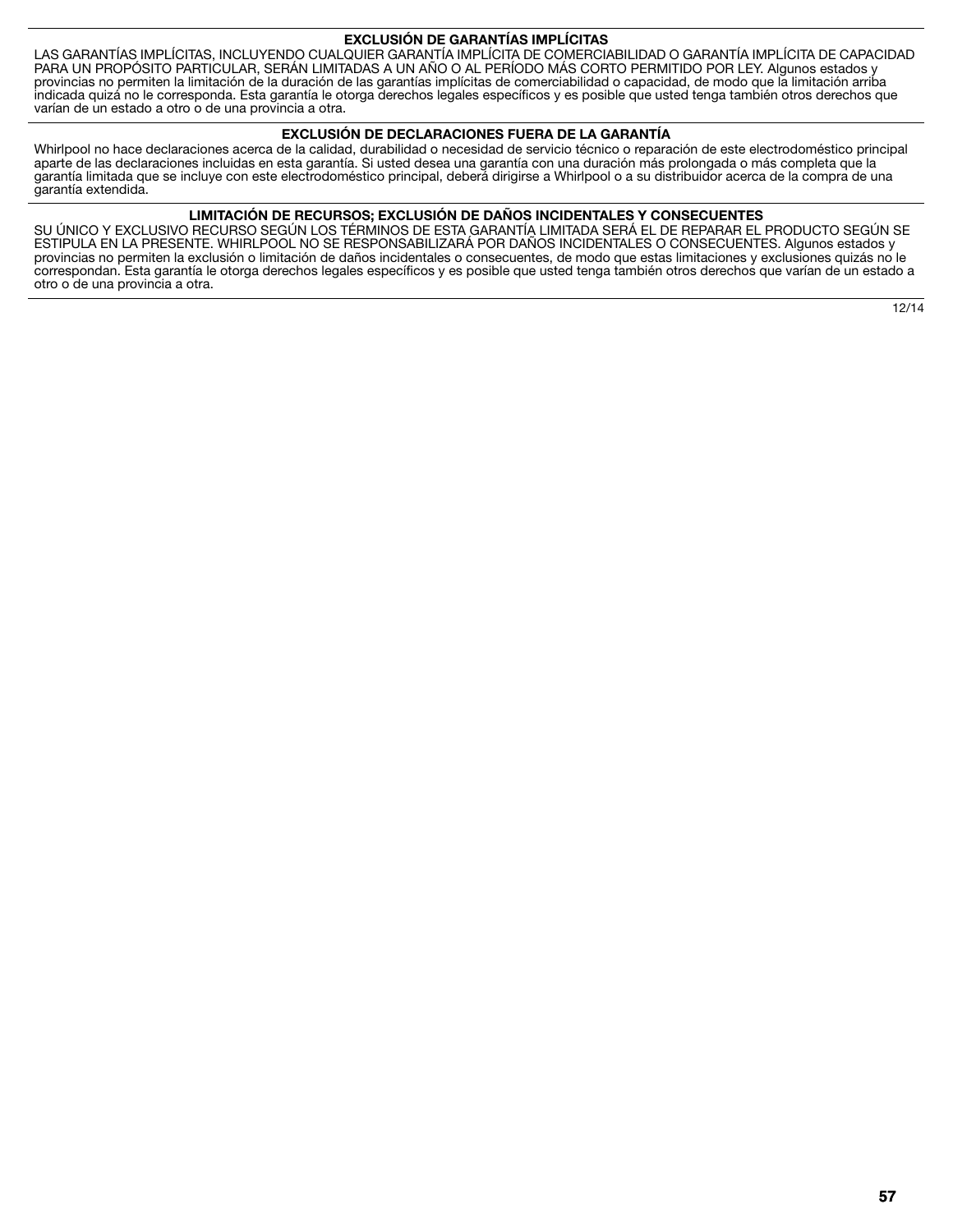### EXCLUSIÓN DE GARANTÍAS IMPLÍCITAS

LAS GARANTÍAS IMPLÍCITAS, INCLUYENDO CUALQUIER GARANTÍA IMPLÍCITA DE COMERCIABILIDAD O GARANTÍA IMPLÍCITA DE CAPACIDAD PARA UN PROPÓSITO PARTICULAR, SERÁN LIMITADAS A UN AÑO O AL PERÍODO MÁS CORTO PERMITIDO POR LEY. Algunos estados y provincias no permiten la limitación de la duración de las garantías implícitas de comerciabilidad o capacidad, de modo que la limitación arriba indicada quizá no le corresponda. Esta garantía le otorga derechos legales específicos y es posible que usted tenga también otros derechos que varían de un estado a otro o de una provincia a otra.

### EXCLUSIÓN DE DECLARACIONES FUERA DE LA GARANTÍA

Whirlpool no hace declaraciones acerca de la calidad, durabilidad o necesidad de servicio técnico o reparación de este electrodoméstico principal aparte de las declaraciones incluidas en esta garantía. Si usted desea una garantía con una duración más prolongada o más completa que la garantía limitada que se incluye con este electrodoméstico principal, deberá dirigirse a Whirlpool o a su distribuidor acerca de la compra de una garantía extendida.

### LIMITACIÓN DE RECURSOS; EXCLUSIÓN DE DAÑOS INCIDENTALES Y CONSECUENTES

SU ÚNICO Y EXCLUSIVO RECURSO SEGÚN LOS TÉRMINOS DE ESTA GARANTÍA LIMITADA SERÁ EL DE REPARAR EL PRODUCTO SEGÚN SE ESTIPULA EN LA PRESENTE. WHIRLPOOL NO SE RESPONSABILIZARÁ POR DAÑOS INCIDENTALES O CONSECUENTES. Algunos estados y provincias no permiten la exclusión o limitación de daños incidentales o consecuentes, de modo que estas limitaciones y exclusiones quizás no le correspondan. Esta garantía le otorga derechos legales específicos y es posible que usted tenga también otros derechos que varían de un estado a otro o de una provincia a otra.

12/14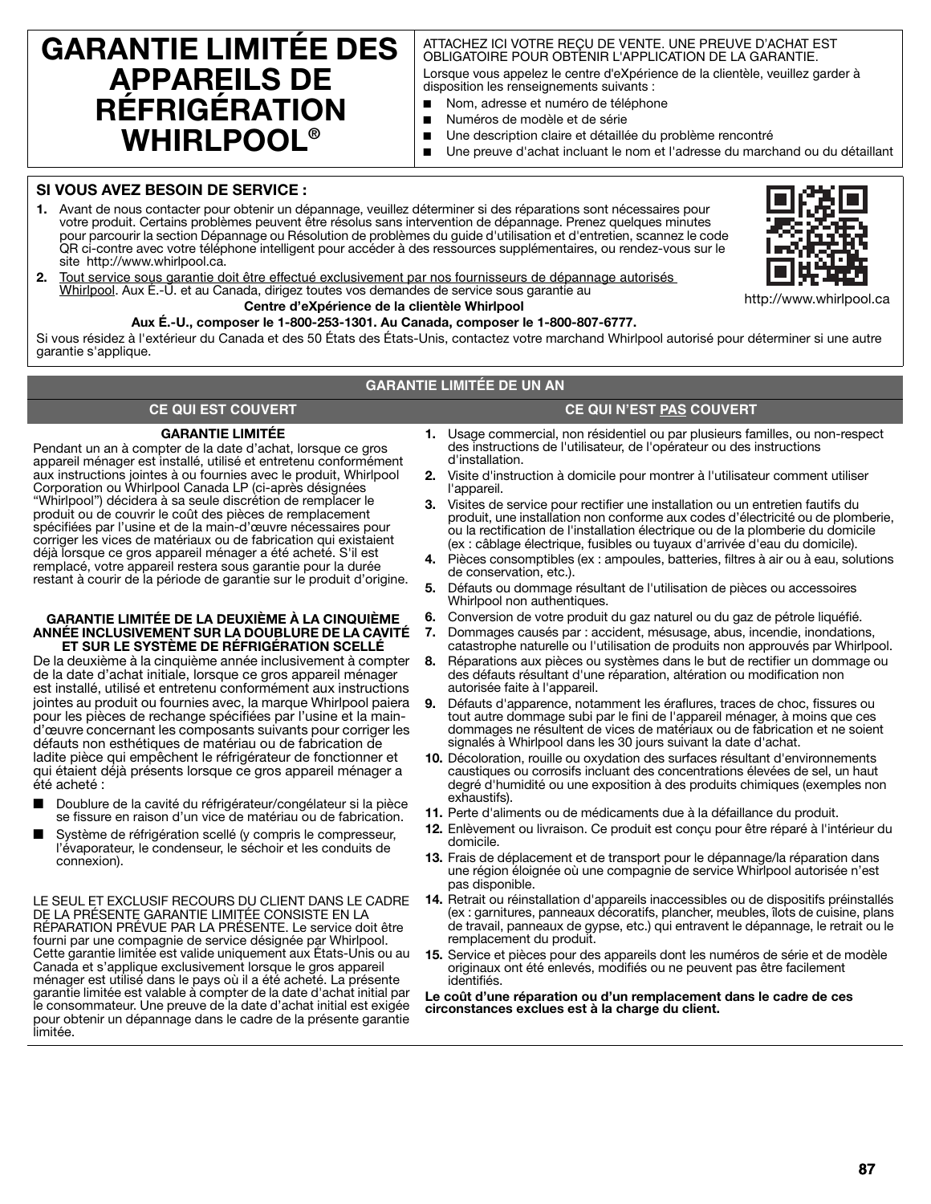# GARANTIE LIMITÉE DES APPAREILS DE RÉFRIGÉRATION WHIRLPOOL®

ATTACHEZ ICI VOTRE REÇU DE VENTE. UNE PREUVE D'ACHAT EST OBLIGATOIRE POUR OBTENIR L'APPLICATION DE LA GARANTIE.

Lorsque vous appelez le centre d'eXpérience de la clientèle, veuillez garder à disposition les renseignements suivants :

- Nom, adresse et numéro de téléphone
- Numéros de modèle et de série
- Une description claire et détaillée du problème rencontré
- Une preuve d'achat incluant le nom et l'adresse du marchand ou du détaillant

## SI VOUS AVEZ BESOIN DE SERVICE :

1. Avant de nous contacter pour obtenir un dépannage, veuillez déterminer si des réparations sont nécessaires pour votre produit. Certains problèmes peuvent être résolus sans intervention de dépannage. Prenez quelques minutes pour parcourir la section Dépannage ou Résolution de problèmes du guide d'utilisation et d'entretien, scannez le code QR ci-contre avec votre téléphone intelligent pour accéder à des ressources supplémentaires, ou rendez-vous sur le site http://www.whirlpool.ca.
2. Tout service sous garantie doit être effectué exclusivement par nos fournisseurs de dépannage autorisés Whirlpool. Aux É.-U. et au Canada, dirigez toutes vos demandes de service sous garantie au

http://www.whirlpool.ca

**Centre d'eXpérience de la clientèle Whirlpool**

**Aux É.-U., composer le 1-800-253-1301. Au Canada, composer le 1-800-807-6777.**

Si vous résidez à l'extérieur du Canada et des 50 États des États-Unis, contactez votre marchand Whirlpool autorisé pour déterminer si une autre garantie s'applique.

## GARANTIE LIMITÉE DE UN AN

### CE QUI EST COUVERT

**GARANTIE LIMITÉE**

Pendant un an à compter de la date d'achat, lorsque ce gros appareil ménager est installé, utilisé et entretenu conformément aux instructions jointes à ou fournies avec le produit, Whirlpool Corporation ou Whirlpool Canada LP (ci-après désignées “Whirlpool”) décidera à sa seule discrétion de remplacer le produit ou de couvrir le coût des pièces de remplacement spécifiées par l'usine et de la main-d'œuvre nécessaires pour corriger les vices de matériaux ou de fabrication qui existaient déjà lorsque ce gros appareil ménager a été acheté. S'il est remplacé, votre appareil restera sous garantie pour la durée restant à courir de la période de garantie sur le produit d'origine.

**GARANTIE LIMITÉE DE LA DEUXIÈME À LA CINQUIÈME ANNÉE INCLUSIVEMENT SUR LA DOUBLURE DE LA CAVITÉ ET SUR LE SYSTÈME DE RÉFRIGÉRATION SCELLÉ**

De la deuxième à la cinquième année inclusivement à compter de la date d'achat initiale, lorsque ce gros appareil ménager est installé, utilisé et entretenu conformément aux instructions jointes au produit ou fournies avec, la marque Whirlpool paiera pour les pièces de rechange spécifiées par l'usine et la main-d'œuvre concernant les composants suivants pour corriger les défauts non esthétiques de matériau ou de fabrication de ladite pièce qui empêchent le réfrigérateur de fonctionner et qui étaient déjà présents lorsque ce gros appareil ménager a été acheté :

- Doublure de la cavité du réfrigérateur/congélateur si la pièce se fissure en raison d'un vice de matériau ou de fabrication.
- Système de réfrigération scellé (y compris le compresseur, l'évaporateur, le condenseur, le séchoir et les conduits de connexion).

LE SEUL ET EXCLUSIF RECOURS DU CLIENT DANS LE CADRE DE LA PRÉSENTE GARANTIE LIMITÉE CONSISTE EN LA RÉPARATION PRÉVUE PAR LA PRÉSENTE. Le service doit être fourni par une compagnie de service désignée par Whirlpool. Cette garantie limitée est valide uniquement aux États-Unis ou au Canada et s'applique exclusivement lorsque le gros appareil ménager est utilisé dans le pays où il a été acheté. La présente garantie limitée est valable à compter de la date d'achat initial par le consommateur. Une preuve de la date d'achat initial est exigée pour obtenir un dépannage dans le cadre de la présente garantie limitée.

### CE QUI N'EST PAS COUVERT

1. Usage commercial, non résidentiel ou par plusieurs familles, ou non-respect des instructions de l'utilisateur, de l'opérateur ou des instructions d'installation.
2. Visite d'instruction à domicile pour montrer à l'utilisateur comment utiliser l'appareil.
3. Visites de service pour rectifier une installation ou un entretien fautifs du produit, une installation non conforme aux codes d'électricité ou de plomberie, ou la rectification de l'installation électrique ou de la plomberie du domicile (ex : câblage électrique, fusibles ou tuyaux d'arrivée d'eau du domicile).
4. Pièces consomptibles (ex : ampoules, batteries, filtres à air ou à eau, solutions de conservation, etc.).
5. Défauts ou dommage résultant de l'utilisation de pièces ou accessoires Whirlpool non authentiques.
6. Conversion de votre produit du gaz naturel ou du gaz de pétrole liquéfié.
7. Dommages causés par : accident, mésusage, abus, incendie, inondations, catastrophe naturelle ou l'utilisation de produits non approuvés par Whirlpool.
8. Réparations aux pièces ou systèmes dans le but de rectifier un dommage ou des défauts résultant d'une réparation, altération ou modification non autorisée faite à l'appareil.
9. Défauts d'apparence, notamment les éraflures, traces de choc, fissures ou tout autre dommage subi par le fini de l'appareil ménager, à moins que ces dommages ne résultent de vices de matériaux ou de fabrication et ne soient signalés à Whirlpool dans les 30 jours suivant la date d'achat.
10. Décoloration, rouille ou oxydation des surfaces résultant d'environnements caustiques ou corrosifs incluant des concentrations élevées de sel, un haut degré d'humidité ou une exposition à des produits chimiques (exemples non exhaustifs).
11. Perte d'aliments ou de médicaments due à la défaillance du produit.
12. Enlèvement ou livraison. Ce produit est conçu pour être réparé à l'intérieur du domicile.
13. Frais de déplacement et de transport pour le dépannage/la réparation dans une région éloignée où une compagnie de service Whirlpool autorisée n'est pas disponible.
14. Retrait ou réinstallation d'appareils inaccessibles ou de dispositifs préinstallés (ex : garnitures, panneaux décoratifs, plancher, meubles, îlots de cuisine, plans de travail, panneaux de gypse, etc.) qui entravent le dépannage, le retrait ou le remplacement du produit.
15. Service et pièces pour des appareils dont les numéros de série et de modèle originaux ont été enlevés, modifiés ou ne peuvent pas être facilement identifiés.

**Le coût d'une réparation ou d'un remplacement dans le cadre de ces circonstances exclues est à la charge du client.**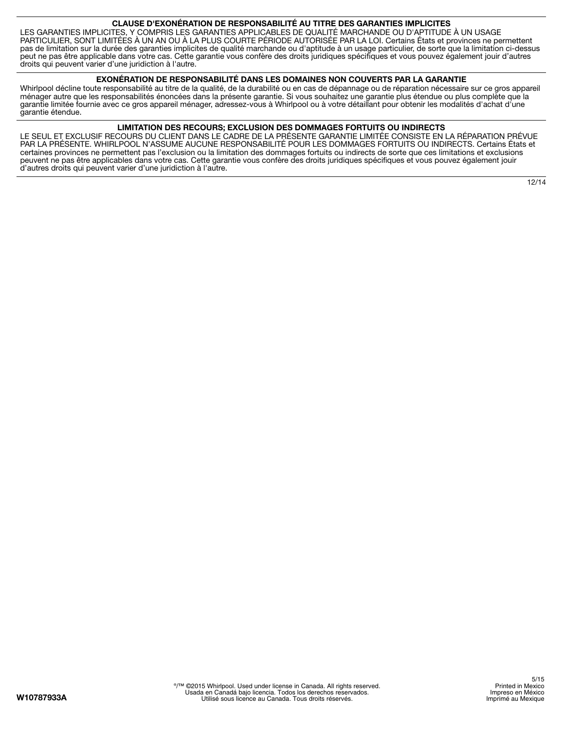### CLAUSE D'EXONÉRATION DE RESPONSABILITÉ AU TITRE DES GARANTIES IMPLICITES

LES GARANTIES IMPLICITES, Y COMPRIS LES GARANTIES APPLICABLES DE QUALITÉ MARCHANDE OU D'APTITUDE À UN USAGE PARTICULIER, SONT LIMITÉES À UN AN OU À LA PLUS COURTE PÉRIODE AUTORISÉE PAR LA LOI. Certains États et provinces ne permettent pas de limitation sur la durée des garanties implicites de qualité marchande ou d'aptitude à un usage particulier, de sorte que la limitation ci-dessus peut ne pas être applicable dans votre cas. Cette garantie vous confère des droits juridiques spécifiques et vous pouvez également jouir d'autres droits qui peuvent varier d'une juridiction à l'autre.

### EXONÉRATION DE RESPONSABILITÉ DANS LES DOMAINES NON COUVERTS PAR LA GARANTIE

Whirlpool décline toute responsabilité au titre de la qualité, de la durabilité ou en cas de dépannage ou de réparation nécessaire sur ce gros appareil ménager autre que les responsabilités énoncées dans la présente garantie. Si vous souhaitez une garantie plus étendue ou plus complète que la garantie limitée fournie avec ce gros appareil ménager, adressez-vous à Whirlpool ou à votre détaillant pour obtenir les modalités d'achat d'une garantie étendue.

### LIMITATION DES RECOURS; EXCLUSION DES DOMMAGES FORTUITS OU INDIRECTS

LE SEUL ET EXCLUSIF RECOURS DU CLIENT DANS LE CADRE DE LA PRÉSENTE GARANTIE LIMITÉE CONSISTE EN LA RÉPARATION PRÉVUE PAR LA PRÉSENTE. WHIRLPOOL N'ASSUME AUCUNE RESPONSABILITÉ POUR LES DOMMAGES FORTUITS OU INDIRECTS. Certains États et certaines provinces ne permettent pas l'exclusion ou la limitation des dommages fortuits ou indirects de sorte que ces limitations et exclusions peuvent ne pas être applicables dans votre cas. Cette garantie vous confère des droits juridiques spécifiques et vous pouvez également jouir d'autres droits qui peuvent varier d'une juridiction à l'autre.

12/14

**W10787933A**

®/™ ©2015 Whirlpool. Used under license in Canada. All rights reserved.
Usada en Canadá bajo licencia. Todos los derechos reservados.
Utilisé sous licence au Canada. Tous droits réservés.

5/15
Printed in Mexico
Impreso en México
Imprimé au Mexique